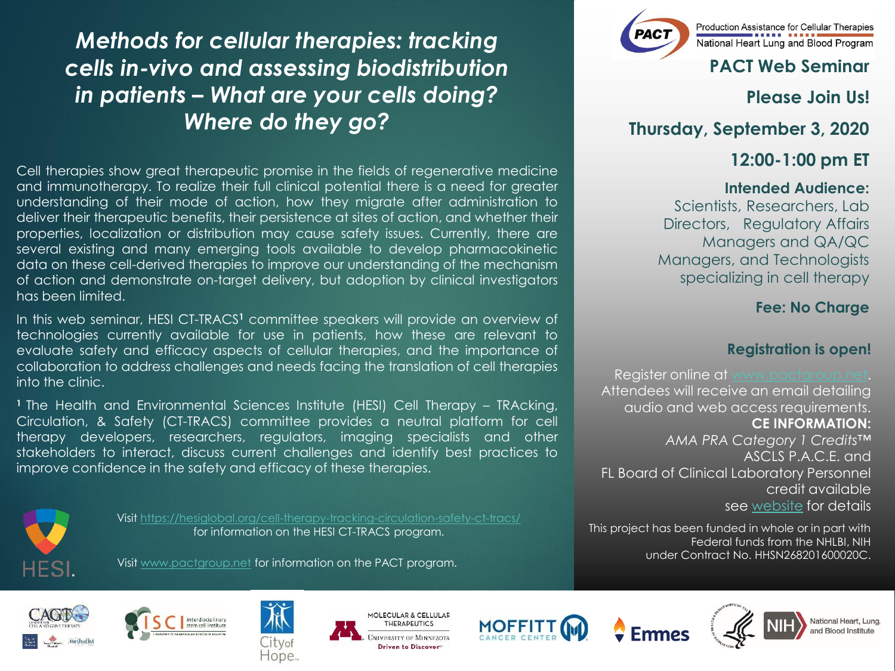# *Methods for cellular therapies: tracking cells in-vivo and assessing biodistribution in patients – What are your cells doing? Where do they go?*

Cell therapies show great therapeutic promise in the fields of regenerative medicine and immunotherapy. To realize their full clinical potential there is a need for greater understanding of their mode of action, how they migrate after administration to deliver their therapeutic benefits, their persistence at sites of action, and whether their properties, localization or distribution may cause safety issues. Currently, there are several existing and many emerging tools available to develop pharmacokinetic data on these cell-derived therapies to improve our understanding of the mechanism of action and demonstrate on-target delivery, but adoption by clinical investigators has been limited.

In this web seminar, HESI CT-TRACS[1] committee speakers will provide an overview of technologies currently available for use in patients, how these are relevant to evaluate safety and efficacy aspects of cellular therapies, and the importance of collaboration to address challenges and needs facing the translation of cell therapies into the clinic.

[1] The Health and Environmental Sciences Institute (HESI) Cell Therapy – TRAcking, Circulation, & Safety (CT-TRACS) committee provides a neutral platform for cell therapy developers, researchers, regulators, imaging specialists and other stakeholders to interact, discuss current challenges and identify best practices to improve confidence in the safety and efficacy of these therapies.

HESI.

Visit https://hesiglobal.org/cell-therapy-tracking-circulation-safety-ct-tracs/ for information on the HESI CT-TRACS program.

Visit www.pactgroup.net for information on the PACT program.

PACT — Production Assistance for Cellular Therapies — National Heart Lung and Blood Program

## PACT Web Seminar

## Please Join Us!

## Thursday, September 3, 2020

## 12:00-1:00 pm ET

**Intended Audience:**
Scientists, Researchers, Lab Directors, Regulatory Affairs Managers and QA/QC Managers, and Technologists specializing in cell therapy

**Fee: No Charge**

**Registration is open!**

Register online at www.pactgroup.net. Attendees will receive an email detailing audio and web access requirements.

**CE INFORMATION:**
*AMA PRA Category 1 Credits*™
ASCLS P.A.C.E. and
FL Board of Clinical Laboratory Personnel credit available
see website for details

This project has been funded in whole or in part with Federal funds from the NHLBI, NIH under Contract No. HHSN268201600020C.

CAGT Center for Cell and Gene Therapy · Methodist · ISCI Interdisciplinary stem cell institute · City of Hope · Molecular & Cellular Therapeutics, University of Minnesota, Driven to Discover · Moffitt Cancer Center · Emmes · NIH National Heart, Lung, and Blood Institute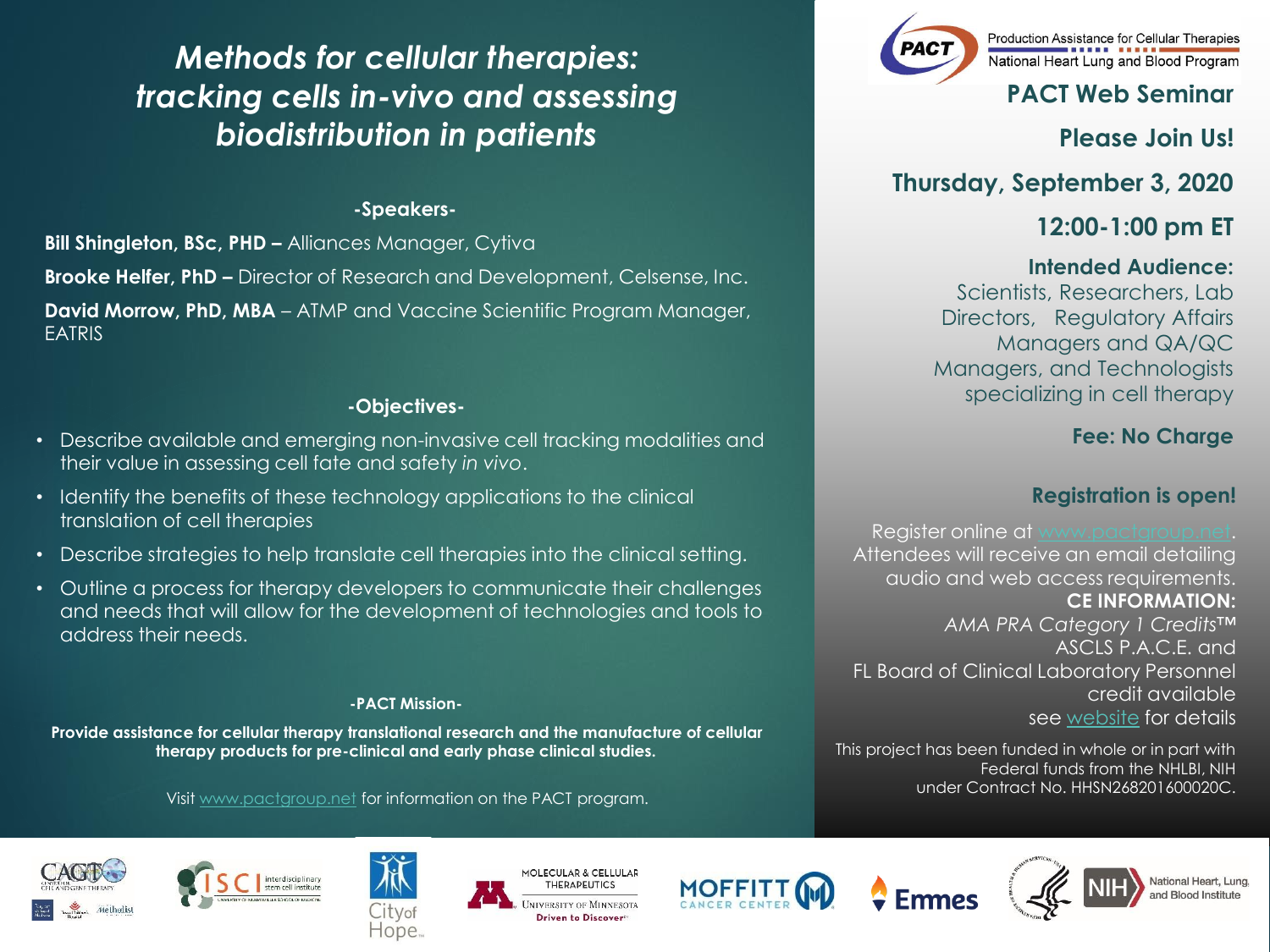# *Methods for cellular therapies: tracking cells in-vivo and assessing biodistribution in patients*

**-Speakers-**

**Bill Shingleton, BSc, PHD –** Alliances Manager, Cytiva

**Brooke Helfer, PhD –** Director of Research and Development, Celsense, Inc.

**David Morrow, PhD, MBA** – ATMP and Vaccine Scientific Program Manager, EATRIS

**-Objectives-**

- Describe available and emerging non-invasive cell tracking modalities and their value in assessing cell fate and safety *in vivo*.
- Identify the benefits of these technology applications to the clinical translation of cell therapies
- Describe strategies to help translate cell therapies into the clinical setting.
- Outline a process for therapy developers to communicate their challenges and needs that will allow for the development of technologies and tools to address their needs.

**-PACT Mission-**

**Provide assistance for cellular therapy translational research and the manufacture of cellular therapy products for pre-clinical and early phase clinical studies.**

Visit www.pactgroup.net for information on the PACT program.

PACT

Production Assistance for Cellular Therapies
National Heart Lung and Blood Program

## PACT Web Seminar

**Please Join Us!**

**Thursday, September 3, 2020**

**12:00-1:00 pm ET**

**Intended Audience:**
Scientists, Researchers, Lab Directors, Regulatory Affairs Managers and QA/QC Managers, and Technologists specializing in cell therapy

**Fee: No Charge**

**Registration is open!**

Register online at www.pactgroup.net. Attendees will receive an email detailing audio and web access requirements.

**CE INFORMATION:**
*AMA PRA Category 1 Credits*™
ASCLS P.A.C.E. and
FL Board of Clinical Laboratory Personnel credit available
see website for details

This project has been funded in whole or in part with Federal funds from the NHLBI, NIH under Contract No. HHSN268201600020C.

CAGT Center for Cell and Gene Therapy · ISCI interdisciplinary stem cell institute · City of Hope · Molecular & Cellular Therapeutics, University of Minnesota, Driven to Discover · Moffitt Cancer Center · Emmes · NIH National Heart, Lung, and Blood Institute